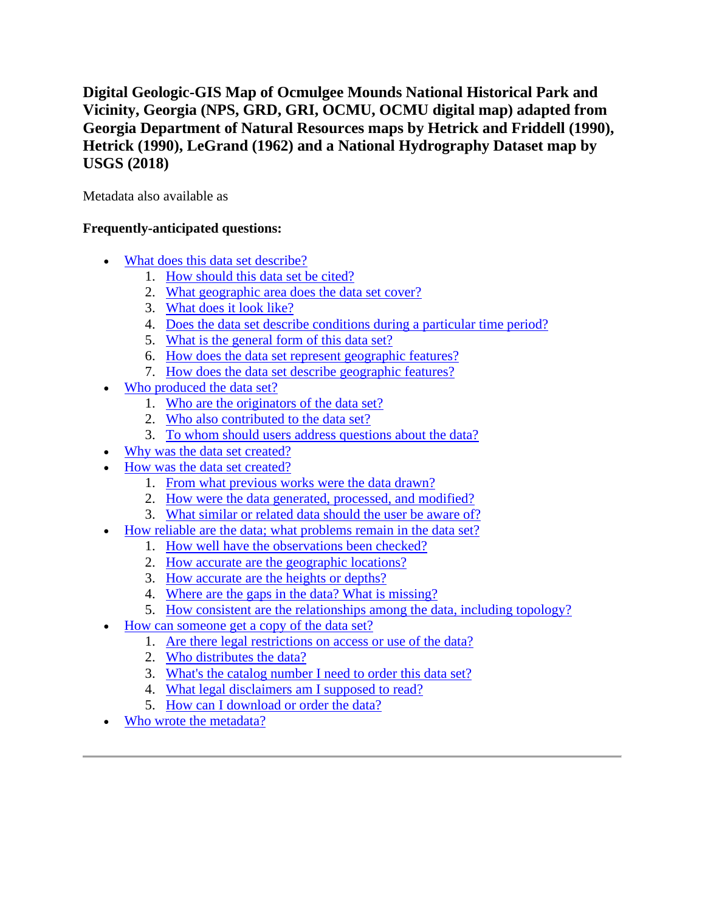# Digital Geologic-GIS Map of Ocmulgee Mounds National Historical Park and Vicinity, Georgia (NPS, GRD, GRI, OCMU, OCMU digital map) adapted from Georgia Department of Natural Resources maps by Hetrick and Friddell (1990), Hetrick (1990), LeGrand (1962) and a National Hydrography Dataset map by USGS (2018)

Metadata also available as

**Frequently-anticipated questions:**

- What does this data set describe?
  1. How should this data set be cited?
  2. What geographic area does the data set cover?
  3. What does it look like?
  4. Does the data set describe conditions during a particular time period?
  5. What is the general form of this data set?
  6. How does the data set represent geographic features?
  7. How does the data set describe geographic features?
- Who produced the data set?
  1. Who are the originators of the data set?
  2. Who also contributed to the data set?
  3. To whom should users address questions about the data?
- Why was the data set created?
- How was the data set created?
  1. From what previous works were the data drawn?
  2. How were the data generated, processed, and modified?
  3. What similar or related data should the user be aware of?
- How reliable are the data; what problems remain in the data set?
  1. How well have the observations been checked?
  2. How accurate are the geographic locations?
  3. How accurate are the heights or depths?
  4. Where are the gaps in the data? What is missing?
  5. How consistent are the relationships among the data, including topology?
- How can someone get a copy of the data set?
  1. Are there legal restrictions on access or use of the data?
  2. Who distributes the data?
  3. What's the catalog number I need to order this data set?
  4. What legal disclaimers am I supposed to read?
  5. How can I download or order the data?
- Who wrote the metadata?

---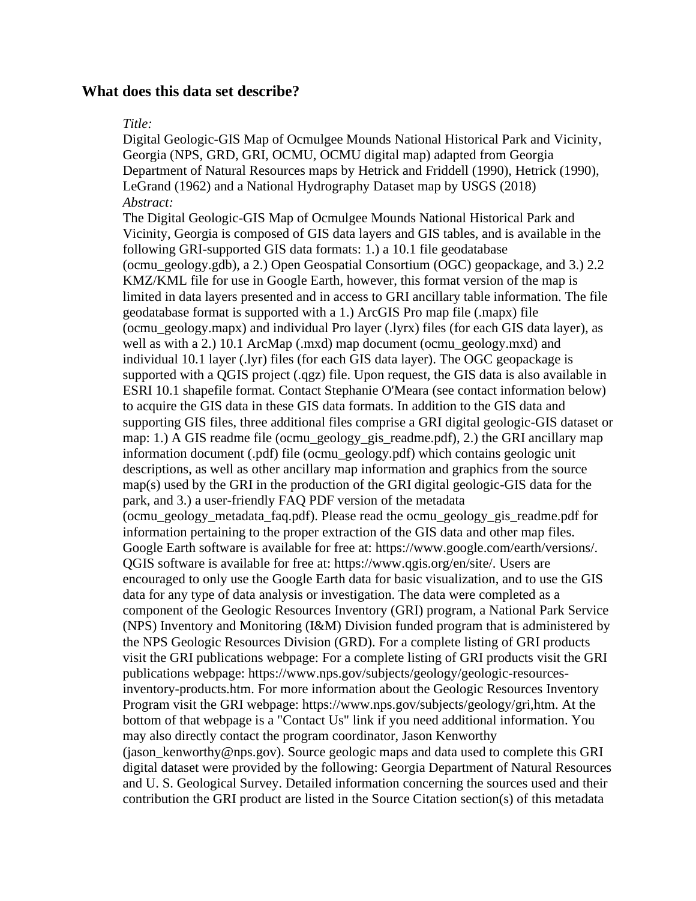## What does this data set describe?

*Title:*

Digital Geologic-GIS Map of Ocmulgee Mounds National Historical Park and Vicinity, Georgia (NPS, GRD, GRI, OCMU, OCMU digital map) adapted from Georgia Department of Natural Resources maps by Hetrick and Friddell (1990), Hetrick (1990), LeGrand (1962) and a National Hydrography Dataset map by USGS (2018)

*Abstract:*

The Digital Geologic-GIS Map of Ocmulgee Mounds National Historical Park and Vicinity, Georgia is composed of GIS data layers and GIS tables, and is available in the following GRI-supported GIS data formats: 1.) a 10.1 file geodatabase (ocmu_geology.gdb), a 2.) Open Geospatial Consortium (OGC) geopackage, and 3.) 2.2 KMZ/KML file for use in Google Earth, however, this format version of the map is limited in data layers presented and in access to GRI ancillary table information. The file geodatabase format is supported with a 1.) ArcGIS Pro map file (.mapx) file (ocmu_geology.mapx) and individual Pro layer (.lyrx) files (for each GIS data layer), as well as with a 2.) 10.1 ArcMap (.mxd) map document (ocmu_geology.mxd) and individual 10.1 layer (.lyr) files (for each GIS data layer). The OGC geopackage is supported with a QGIS project (.qgz) file. Upon request, the GIS data is also available in ESRI 10.1 shapefile format. Contact Stephanie O'Meara (see contact information below) to acquire the GIS data in these GIS data formats. In addition to the GIS data and supporting GIS files, three additional files comprise a GRI digital geologic-GIS dataset or map: 1.) A GIS readme file (ocmu_geology_gis_readme.pdf), 2.) the GRI ancillary map information document (.pdf) file (ocmu_geology.pdf) which contains geologic unit descriptions, as well as other ancillary map information and graphics from the source map(s) used by the GRI in the production of the GRI digital geologic-GIS data for the park, and 3.) a user-friendly FAQ PDF version of the metadata (ocmu_geology_metadata_faq.pdf). Please read the ocmu_geology_gis_readme.pdf for information pertaining to the proper extraction of the GIS data and other map files. Google Earth software is available for free at: https://www.google.com/earth/versions/. QGIS software is available for free at: https://www.qgis.org/en/site/. Users are encouraged to only use the Google Earth data for basic visualization, and to use the GIS data for any type of data analysis or investigation. The data were completed as a component of the Geologic Resources Inventory (GRI) program, a National Park Service (NPS) Inventory and Monitoring (I&M) Division funded program that is administered by the NPS Geologic Resources Division (GRD). For a complete listing of GRI products visit the GRI publications webpage: For a complete listing of GRI products visit the GRI publications webpage: https://www.nps.gov/subjects/geology/geologic-resources-inventory-products.htm. For more information about the Geologic Resources Inventory Program visit the GRI webpage: https://www.nps.gov/subjects/geology/gri,htm. At the bottom of that webpage is a "Contact Us" link if you need additional information. You may also directly contact the program coordinator, Jason Kenworthy (jason_kenworthy@nps.gov). Source geologic maps and data used to complete this GRI digital dataset were provided by the following: Georgia Department of Natural Resources and U. S. Geological Survey. Detailed information concerning the sources used and their contribution the GRI product are listed in the Source Citation section(s) of this metadata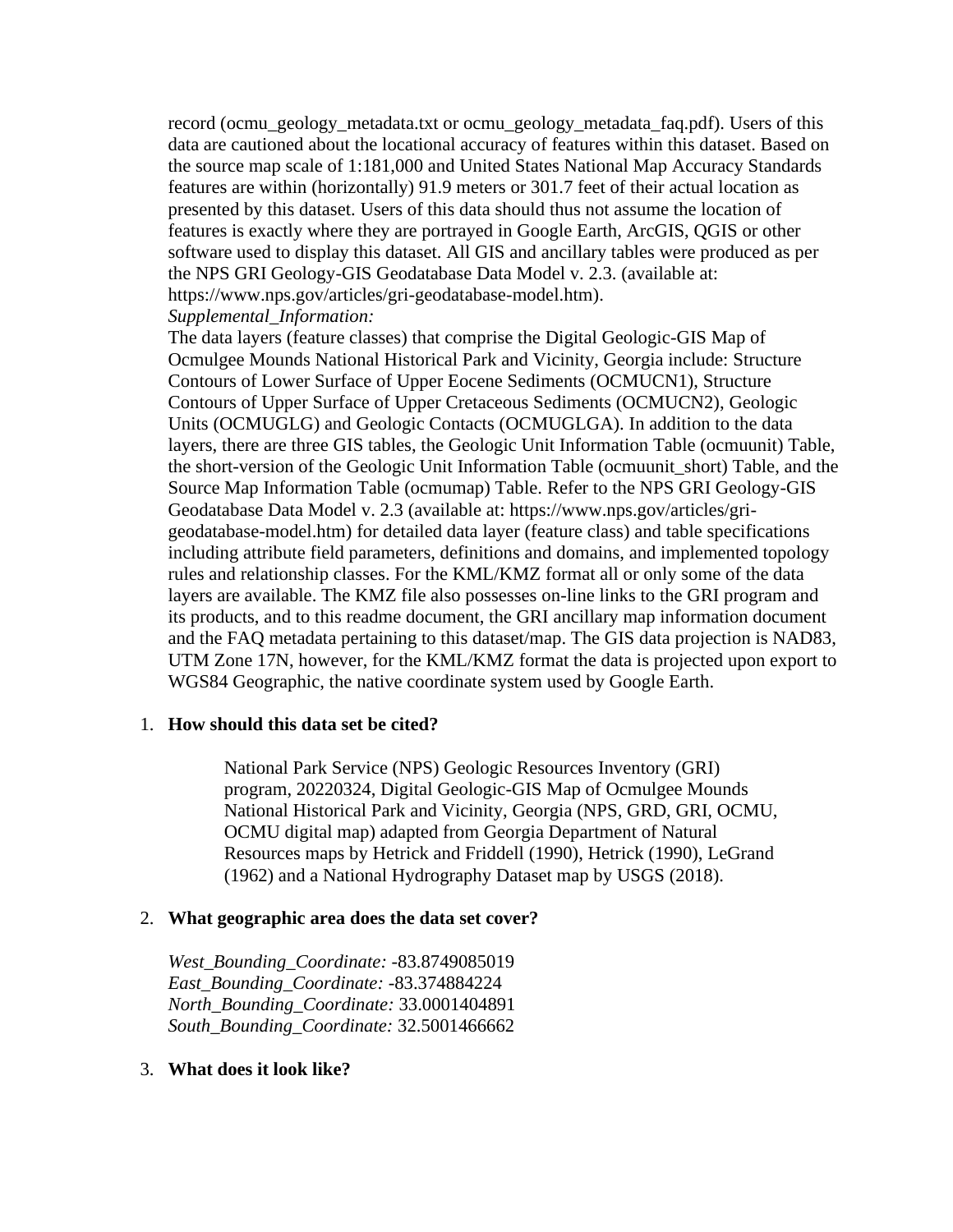record (ocmu_geology_metadata.txt or ocmu_geology_metadata_faq.pdf). Users of this data are cautioned about the locational accuracy of features within this dataset. Based on the source map scale of 1:181,000 and United States National Map Accuracy Standards features are within (horizontally) 91.9 meters or 301.7 feet of their actual location as presented by this dataset. Users of this data should thus not assume the location of features is exactly where they are portrayed in Google Earth, ArcGIS, QGIS or other software used to display this dataset. All GIS and ancillary tables were produced as per the NPS GRI Geology-GIS Geodatabase Data Model v. 2.3. (available at: https://www.nps.gov/articles/gri-geodatabase-model.htm).

*Supplemental_Information:*

The data layers (feature classes) that comprise the Digital Geologic-GIS Map of Ocmulgee Mounds National Historical Park and Vicinity, Georgia include: Structure Contours of Lower Surface of Upper Eocene Sediments (OCMUCN1), Structure Contours of Upper Surface of Upper Cretaceous Sediments (OCMUCN2), Geologic Units (OCMUGLG) and Geologic Contacts (OCMUGLGA). In addition to the data layers, there are three GIS tables, the Geologic Unit Information Table (ocmuunit) Table, the short-version of the Geologic Unit Information Table (ocmuunit_short) Table, and the Source Map Information Table (ocmumap) Table. Refer to the NPS GRI Geology-GIS Geodatabase Data Model v. 2.3 (available at: https://www.nps.gov/articles/gri-geodatabase-model.htm) for detailed data layer (feature class) and table specifications including attribute field parameters, definitions and domains, and implemented topology rules and relationship classes. For the KML/KMZ format all or only some of the data layers are available. The KMZ file also possesses on-line links to the GRI program and its products, and to this readme document, the GRI ancillary map information document and the FAQ metadata pertaining to this dataset/map. The GIS data projection is NAD83, UTM Zone 17N, however, for the KML/KMZ format the data is projected upon export to WGS84 Geographic, the native coordinate system used by Google Earth.

1. **How should this data set be cited?**

   National Park Service (NPS) Geologic Resources Inventory (GRI) program, 20220324, Digital Geologic-GIS Map of Ocmulgee Mounds National Historical Park and Vicinity, Georgia (NPS, GRD, GRI, OCMU, OCMU digital map) adapted from Georgia Department of Natural Resources maps by Hetrick and Friddell (1990), Hetrick (1990), LeGrand (1962) and a National Hydrography Dataset map by USGS (2018).

2. **What geographic area does the data set cover?**

   *West_Bounding_Coordinate:* -83.8749085019
   *East_Bounding_Coordinate:* -83.374884224
   *North_Bounding_Coordinate:* 33.0001404891
   *South_Bounding_Coordinate:* 32.5001466662

3. **What does it look like?**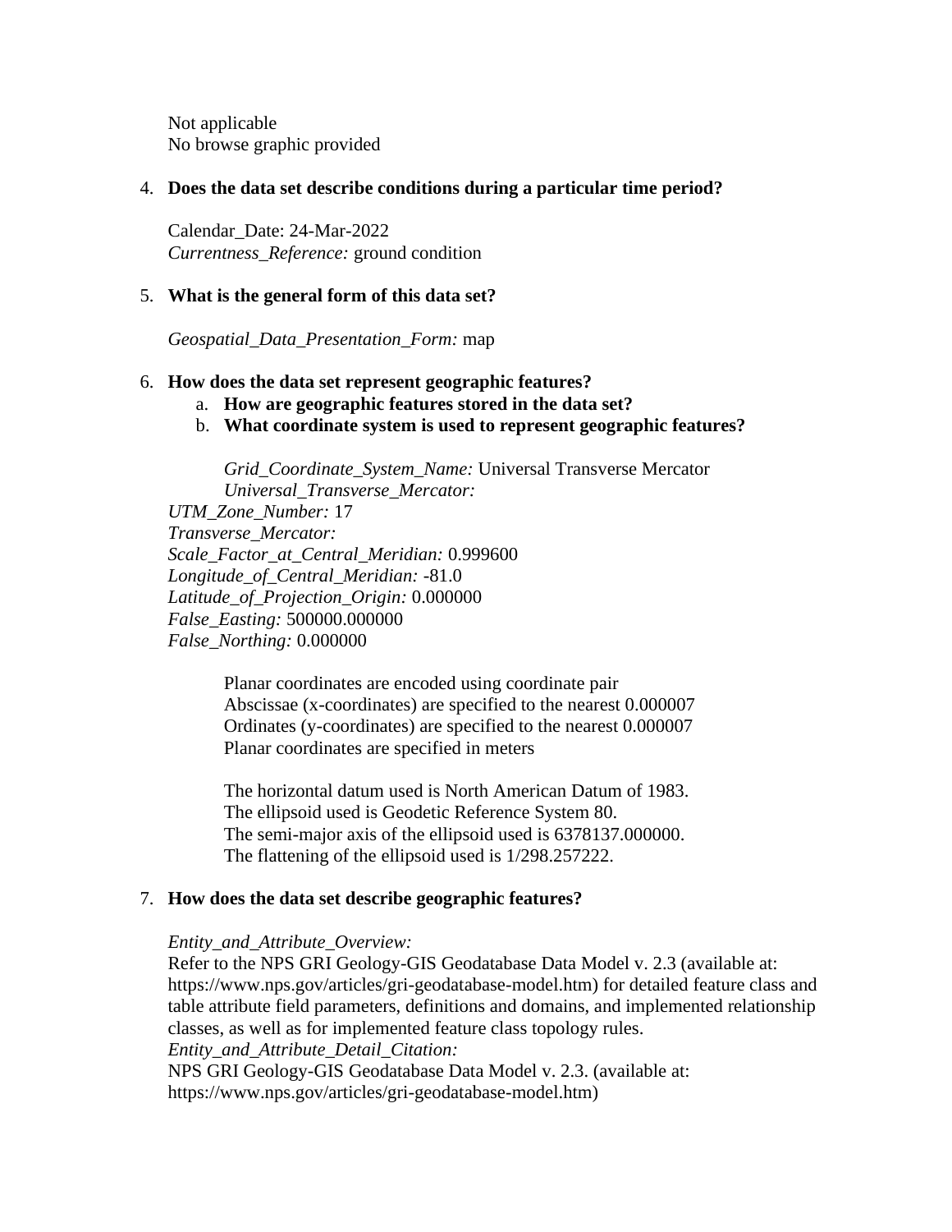Not applicable
No browse graphic provided

4. **Does the data set describe conditions during a particular time period?**

   Calendar_Date: 24-Mar-2022
   *Currentness_Reference:* ground condition

5. **What is the general form of this data set?**

   *Geospatial_Data_Presentation_Form:* map

6. **How does the data set represent geographic features?**
   a. **How are geographic features stored in the data set?**
   b. **What coordinate system is used to represent geographic features?**

      *Grid_Coordinate_System_Name:* Universal Transverse Mercator
      *Universal_Transverse_Mercator:*
   *UTM_Zone_Number:* 17
   *Transverse_Mercator:*
   *Scale_Factor_at_Central_Meridian:* 0.999600
   *Longitude_of_Central_Meridian:* -81.0
   *Latitude_of_Projection_Origin:* 0.000000
   *False_Easting:* 500000.000000
   *False_Northing:* 0.000000

      Planar coordinates are encoded using coordinate pair
      Abscissae (x-coordinates) are specified to the nearest 0.000007
      Ordinates (y-coordinates) are specified to the nearest 0.000007
      Planar coordinates are specified in meters

      The horizontal datum used is North American Datum of 1983.
      The ellipsoid used is Geodetic Reference System 80.
      The semi-major axis of the ellipsoid used is 6378137.000000.
      The flattening of the ellipsoid used is 1/298.257222.

7. **How does the data set describe geographic features?**

   *Entity_and_Attribute_Overview:*
   Refer to the NPS GRI Geology-GIS Geodatabase Data Model v. 2.3 (available at: https://www.nps.gov/articles/gri-geodatabase-model.htm) for detailed feature class and table attribute field parameters, definitions and domains, and implemented relationship classes, as well as for implemented feature class topology rules.
   *Entity_and_Attribute_Detail_Citation:*
   NPS GRI Geology-GIS Geodatabase Data Model v. 2.3. (available at: https://www.nps.gov/articles/gri-geodatabase-model.htm)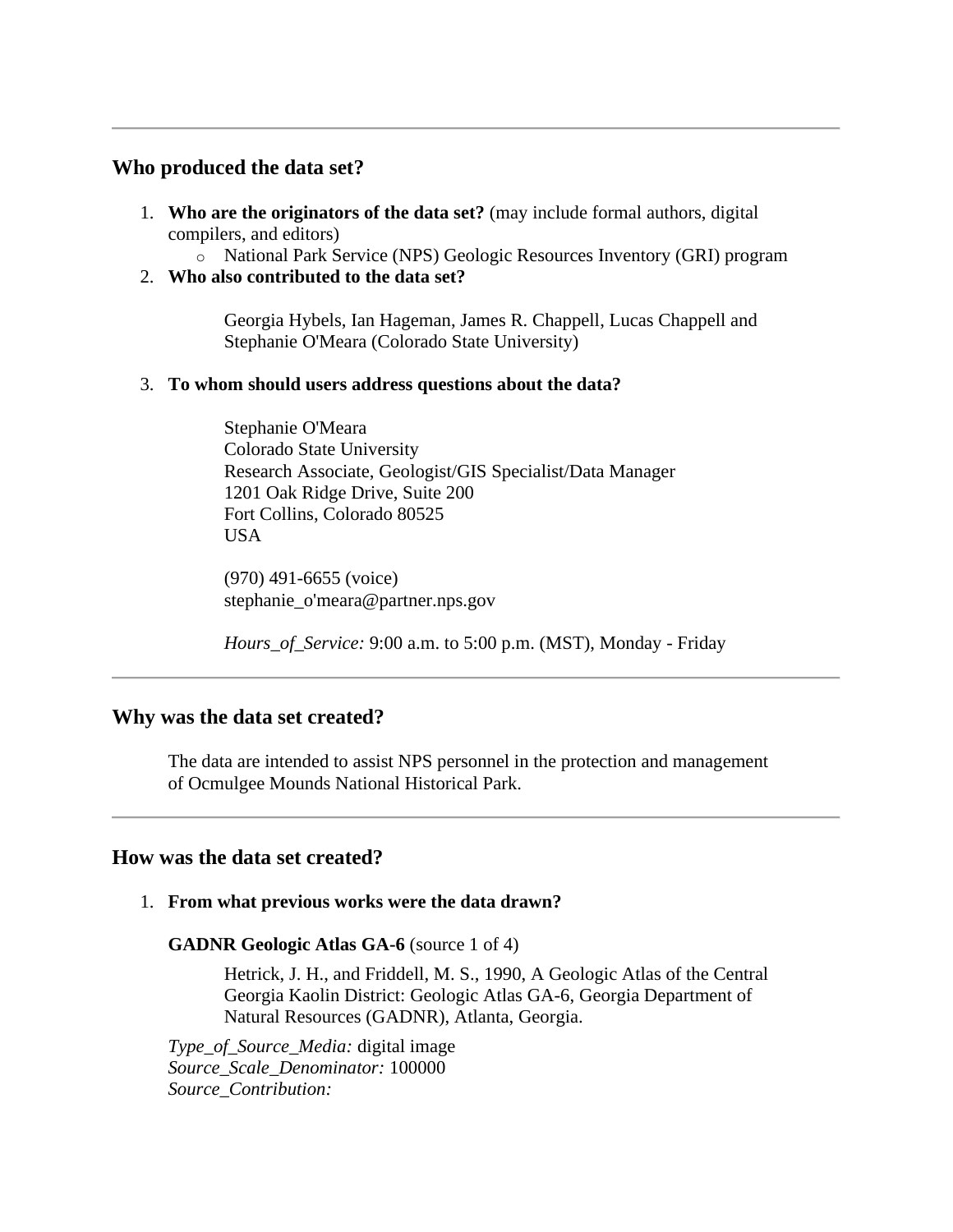---

## Who produced the data set?

1. **Who are the originators of the data set?** (may include formal authors, digital compilers, and editors)
   - National Park Service (NPS) Geologic Resources Inventory (GRI) program
2. **Who also contributed to the data set?**

   Georgia Hybels, Ian Hageman, James R. Chappell, Lucas Chappell and Stephanie O'Meara (Colorado State University)

3. **To whom should users address questions about the data?**

   Stephanie O'Meara
   Colorado State University
   Research Associate, Geologist/GIS Specialist/Data Manager
   1201 Oak Ridge Drive, Suite 200
   Fort Collins, Colorado 80525
   USA

   (970) 491-6655 (voice)
   stephanie_o'meara@partner.nps.gov

   *Hours_of_Service:* 9:00 a.m. to 5:00 p.m. (MST), Monday - Friday

---

## Why was the data set created?

The data are intended to assist NPS personnel in the protection and management of Ocmulgee Mounds National Historical Park.

---

## How was the data set created?

1. **From what previous works were the data drawn?**

   **GADNR Geologic Atlas GA-6** (source 1 of 4)

   Hetrick, J. H., and Friddell, M. S., 1990, A Geologic Atlas of the Central Georgia Kaolin District: Geologic Atlas GA-6, Georgia Department of Natural Resources (GADNR), Atlanta, Georgia.

   *Type_of_Source_Media:* digital image
   *Source_Scale_Denominator:* 100000
   *Source_Contribution:*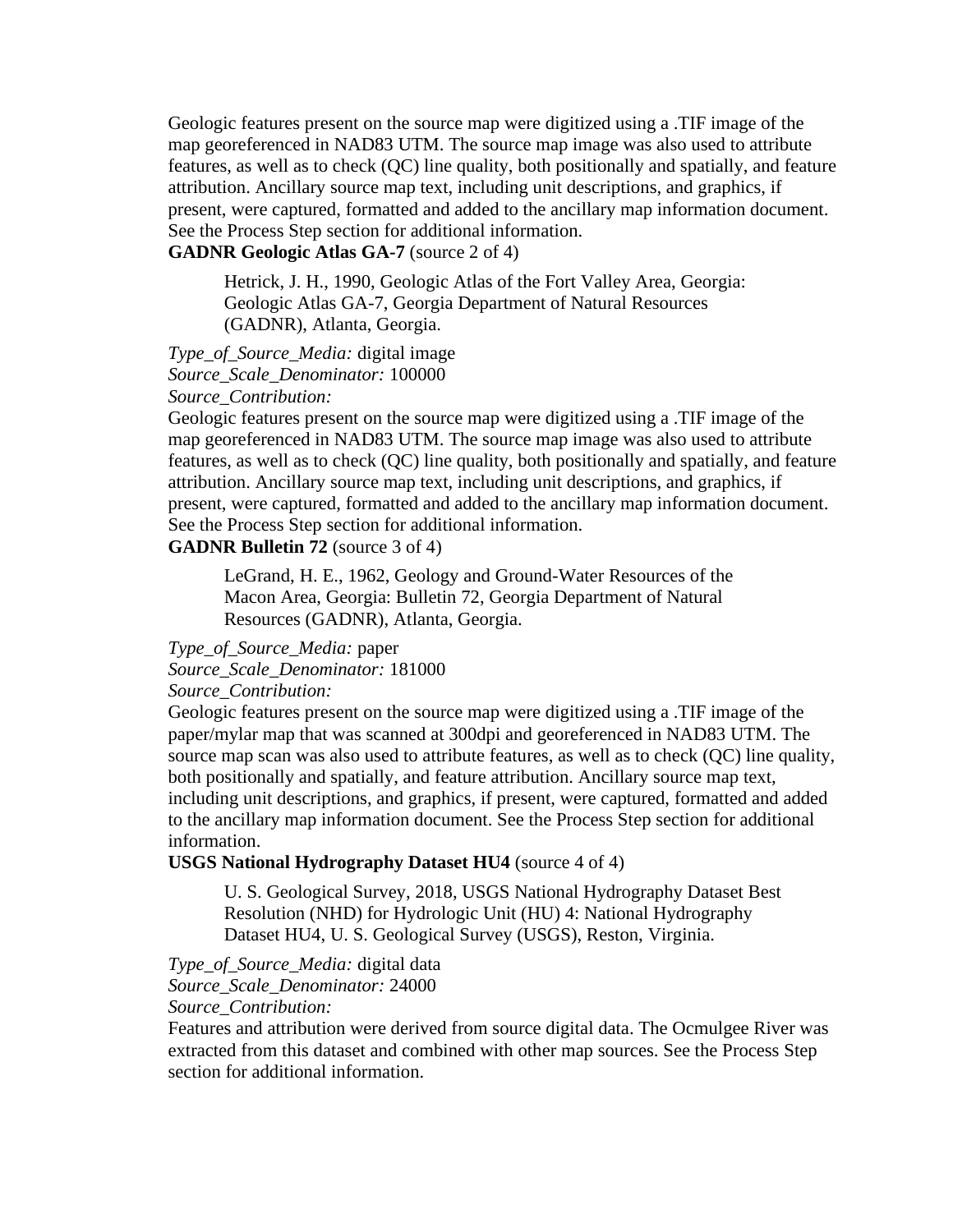Geologic features present on the source map were digitized using a .TIF image of the map georeferenced in NAD83 UTM. The source map image was also used to attribute features, as well as to check (QC) line quality, both positionally and spatially, and feature attribution. Ancillary source map text, including unit descriptions, and graphics, if present, were captured, formatted and added to the ancillary map information document. See the Process Step section for additional information.

**GADNR Geologic Atlas GA-7** (source 2 of 4)

> Hetrick, J. H., 1990, Geologic Atlas of the Fort Valley Area, Georgia: Geologic Atlas GA-7, Georgia Department of Natural Resources (GADNR), Atlanta, Georgia.

*Type_of_Source_Media:* digital image
*Source_Scale_Denominator:* 100000
*Source_Contribution:*
Geologic features present on the source map were digitized using a .TIF image of the map georeferenced in NAD83 UTM. The source map image was also used to attribute features, as well as to check (QC) line quality, both positionally and spatially, and feature attribution. Ancillary source map text, including unit descriptions, and graphics, if present, were captured, formatted and added to the ancillary map information document. See the Process Step section for additional information.

**GADNR Bulletin 72** (source 3 of 4)

> LeGrand, H. E., 1962, Geology and Ground-Water Resources of the Macon Area, Georgia: Bulletin 72, Georgia Department of Natural Resources (GADNR), Atlanta, Georgia.

*Type_of_Source_Media:* paper
*Source_Scale_Denominator:* 181000
*Source_Contribution:*
Geologic features present on the source map were digitized using a .TIF image of the paper/mylar map that was scanned at 300dpi and georeferenced in NAD83 UTM. The source map scan was also used to attribute features, as well as to check (QC) line quality, both positionally and spatially, and feature attribution. Ancillary source map text, including unit descriptions, and graphics, if present, were captured, formatted and added to the ancillary map information document. See the Process Step section for additional information.

**USGS National Hydrography Dataset HU4** (source 4 of 4)

> U. S. Geological Survey, 2018, USGS National Hydrography Dataset Best Resolution (NHD) for Hydrologic Unit (HU) 4: National Hydrography Dataset HU4, U. S. Geological Survey (USGS), Reston, Virginia.

*Type_of_Source_Media:* digital data
*Source_Scale_Denominator:* 24000
*Source_Contribution:*
Features and attribution were derived from source digital data. The Ocmulgee River was extracted from this dataset and combined with other map sources. See the Process Step section for additional information.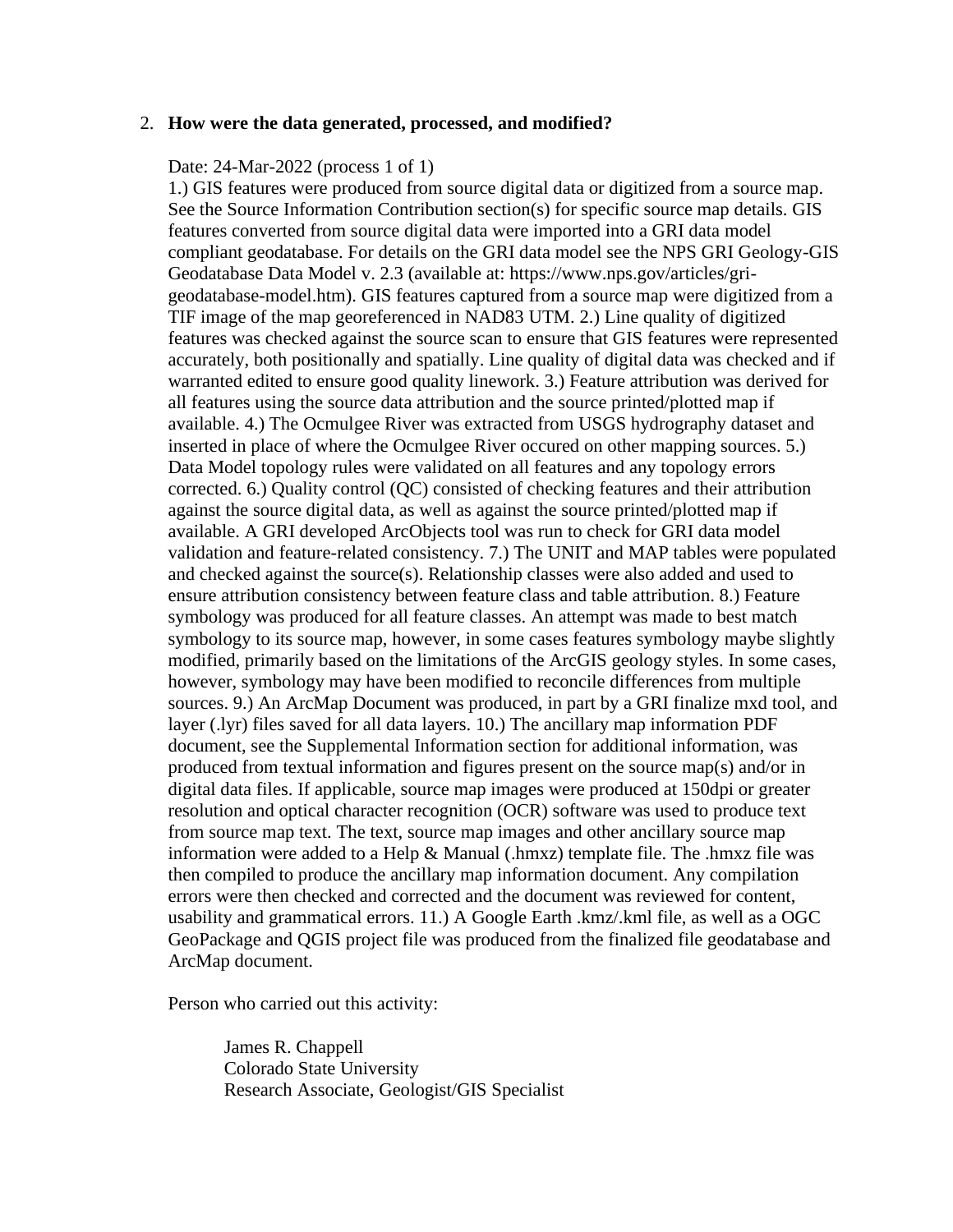2. **How were the data generated, processed, and modified?**

   Date: 24-Mar-2022 (process 1 of 1)

   1.) GIS features were produced from source digital data or digitized from a source map. See the Source Information Contribution section(s) for specific source map details. GIS features converted from source digital data were imported into a GRI data model compliant geodatabase. For details on the GRI data model see the NPS GRI Geology-GIS Geodatabase Data Model v. 2.3 (available at: https://www.nps.gov/articles/gri-geodatabase-model.htm). GIS features captured from a source map were digitized from a TIF image of the map georeferenced in NAD83 UTM. 2.) Line quality of digitized features was checked against the source scan to ensure that GIS features were represented accurately, both positionally and spatially. Line quality of digital data was checked and if warranted edited to ensure good quality linework. 3.) Feature attribution was derived for all features using the source data attribution and the source printed/plotted map if available. 4.) The Ocmulgee River was extracted from USGS hydrography dataset and inserted in place of where the Ocmulgee River occured on other mapping sources. 5.) Data Model topology rules were validated on all features and any topology errors corrected. 6.) Quality control (QC) consisted of checking features and their attribution against the source digital data, as well as against the source printed/plotted map if available. A GRI developed ArcObjects tool was run to check for GRI data model validation and feature-related consistency. 7.) The UNIT and MAP tables were populated and checked against the source(s). Relationship classes were also added and used to ensure attribution consistency between feature class and table attribution. 8.) Feature symbology was produced for all feature classes. An attempt was made to best match symbology to its source map, however, in some cases features symbology maybe slightly modified, primarily based on the limitations of the ArcGIS geology styles. In some cases, however, symbology may have been modified to reconcile differences from multiple sources. 9.) An ArcMap Document was produced, in part by a GRI finalize mxd tool, and layer (.lyr) files saved for all data layers. 10.) The ancillary map information PDF document, see the Supplemental Information section for additional information, was produced from textual information and figures present on the source map(s) and/or in digital data files. If applicable, source map images were produced at 150dpi or greater resolution and optical character recognition (OCR) software was used to produce text from source map text. The text, source map images and other ancillary source map information were added to a Help & Manual (.hmxz) template file. The .hmxz file was then compiled to produce the ancillary map information document. Any compilation errors were then checked and corrected and the document was reviewed for content, usability and grammatical errors. 11.) A Google Earth .kmz/.kml file, as well as a OGC GeoPackage and QGIS project file was produced from the finalized file geodatabase and ArcMap document.

   Person who carried out this activity:

   James R. Chappell
   Colorado State University
   Research Associate, Geologist/GIS Specialist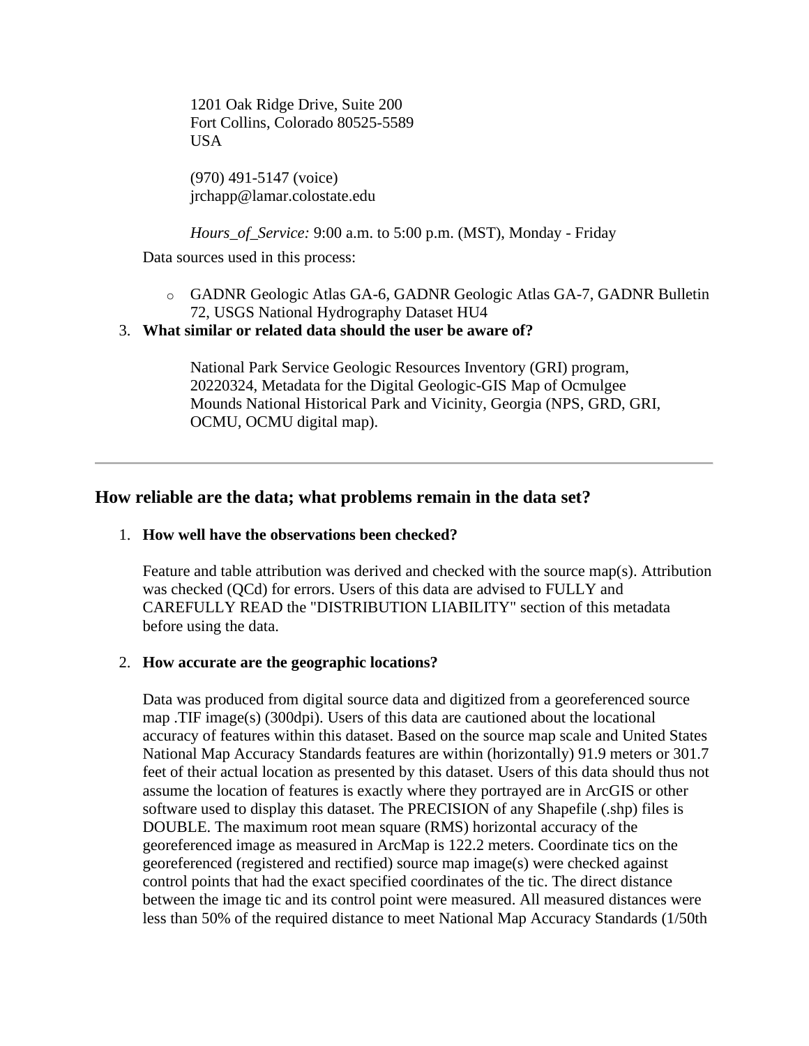1201 Oak Ridge Drive, Suite 200
Fort Collins, Colorado 80525-5589
USA

(970) 491-5147 (voice)
jrchapp@lamar.colostate.edu

*Hours_of_Service:* 9:00 a.m. to 5:00 p.m. (MST), Monday - Friday

Data sources used in this process:

- GADNR Geologic Atlas GA-6, GADNR Geologic Atlas GA-7, GADNR Bulletin 72, USGS National Hydrography Dataset HU4

3. **What similar or related data should the user be aware of?**

   National Park Service Geologic Resources Inventory (GRI) program, 20220324, Metadata for the Digital Geologic-GIS Map of Ocmulgee Mounds National Historical Park and Vicinity, Georgia (NPS, GRD, GRI, OCMU, OCMU digital map).

---

## How reliable are the data; what problems remain in the data set?

1. **How well have the observations been checked?**

   Feature and table attribution was derived and checked with the source map(s). Attribution was checked (QCd) for errors. Users of this data are advised to FULLY and CAREFULLY READ the "DISTRIBUTION LIABILITY" section of this metadata before using the data.

2. **How accurate are the geographic locations?**

   Data was produced from digital source data and digitized from a georeferenced source map .TIF image(s) (300dpi). Users of this data are cautioned about the locational accuracy of features within this dataset. Based on the source map scale and United States National Map Accuracy Standards features are within (horizontally) 91.9 meters or 301.7 feet of their actual location as presented by this dataset. Users of this data should thus not assume the location of features is exactly where they portrayed are in ArcGIS or other software used to display this dataset. The PRECISION of any Shapefile (.shp) files is DOUBLE. The maximum root mean square (RMS) horizontal accuracy of the georeferenced image as measured in ArcMap is 122.2 meters. Coordinate tics on the georeferenced (registered and rectified) source map image(s) were checked against control points that had the exact specified coordinates of the tic. The direct distance between the image tic and its control point were measured. All measured distances were less than 50% of the required distance to meet National Map Accuracy Standards (1/50th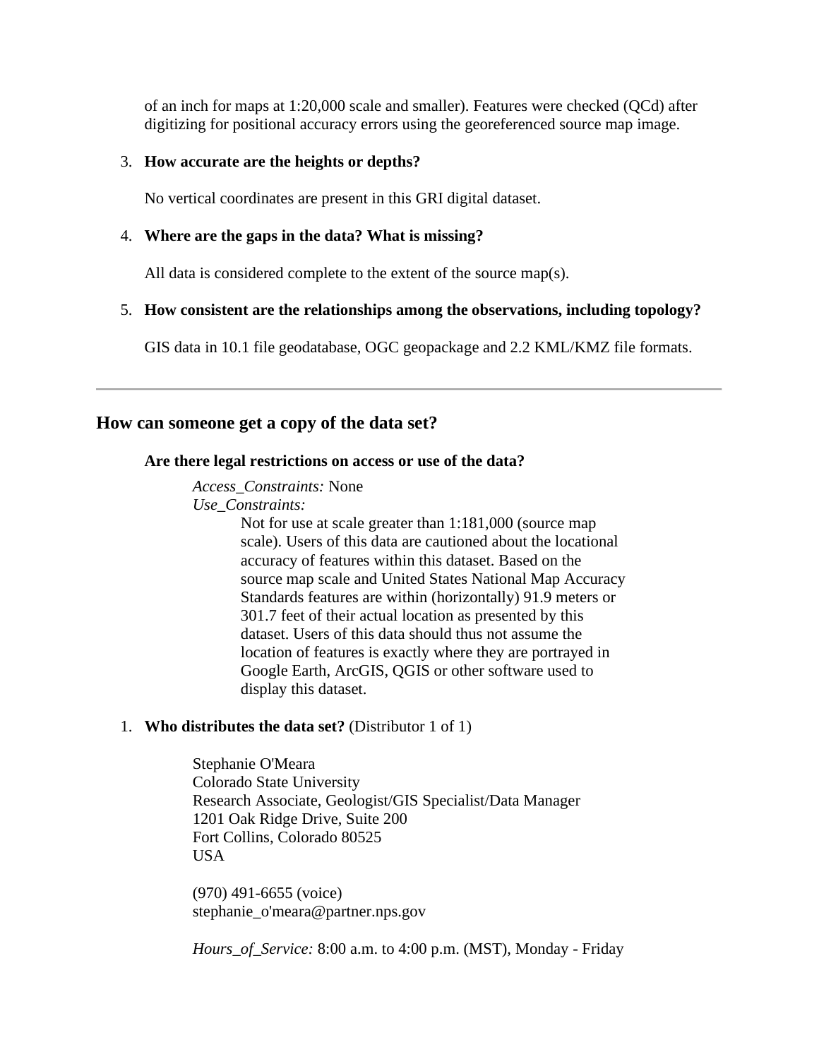of an inch for maps at 1:20,000 scale and smaller). Features were checked (QCd) after digitizing for positional accuracy errors using the georeferenced source map image.

3. **How accurate are the heights or depths?**

   No vertical coordinates are present in this GRI digital dataset.

4. **Where are the gaps in the data? What is missing?**

   All data is considered complete to the extent of the source map(s).

5. **How consistent are the relationships among the observations, including topology?**

   GIS data in 10.1 file geodatabase, OGC geopackage and 2.2 KML/KMZ file formats.

---

## How can someone get a copy of the data set?

**Are there legal restrictions on access or use of the data?**

*Access_Constraints:* None
*Use_Constraints:*
Not for use at scale greater than 1:181,000 (source map scale). Users of this data are cautioned about the locational accuracy of features within this dataset. Based on the source map scale and United States National Map Accuracy Standards features are within (horizontally) 91.9 meters or 301.7 feet of their actual location as presented by this dataset. Users of this data should thus not assume the location of features is exactly where they are portrayed in Google Earth, ArcGIS, QGIS or other software used to display this dataset.

1. **Who distributes the data set?** (Distributor 1 of 1)

   Stephanie O'Meara
   Colorado State University
   Research Associate, Geologist/GIS Specialist/Data Manager
   1201 Oak Ridge Drive, Suite 200
   Fort Collins, Colorado 80525
   USA

   (970) 491-6655 (voice)
   stephanie_o'meara@partner.nps.gov

   *Hours_of_Service:* 8:00 a.m. to 4:00 p.m. (MST), Monday - Friday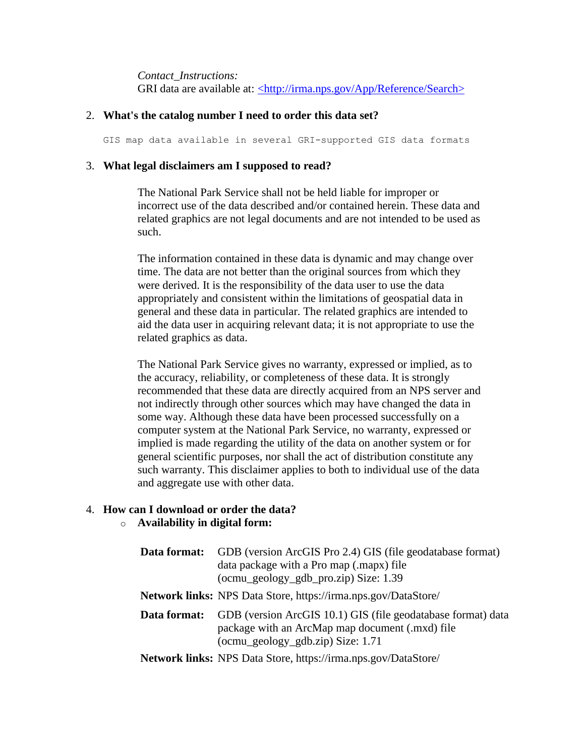*Contact_Instructions:*
GRI data are available at: <http://irma.nps.gov/App/Reference/Search>

2. **What's the catalog number I need to order this data set?**

```
GIS map data available in several GRI-supported GIS data formats
```

3. **What legal disclaimers am I supposed to read?**

   The National Park Service shall not be held liable for improper or incorrect use of the data described and/or contained herein. These data and related graphics are not legal documents and are not intended to be used as such.

   The information contained in these data is dynamic and may change over time. The data are not better than the original sources from which they were derived. It is the responsibility of the data user to use the data appropriately and consistent within the limitations of geospatial data in general and these data in particular. The related graphics are intended to aid the data user in acquiring relevant data; it is not appropriate to use the related graphics as data.

   The National Park Service gives no warranty, expressed or implied, as to the accuracy, reliability, or completeness of these data. It is strongly recommended that these data are directly acquired from an NPS server and not indirectly through other sources which may have changed the data in some way. Although these data have been processed successfully on a computer system at the National Park Service, no warranty, expressed or implied is made regarding the utility of the data on another system or for general scientific purposes, nor shall the act of distribution constitute any such warranty. This disclaimer applies to both to individual use of the data and aggregate use with other data.

4. **How can I download or order the data?**
   - **Availability in digital form:**

| | |
|---|---|
| **Data format:** | GDB (version ArcGIS Pro 2.4) GIS (file geodatabase format) data package with a Pro map (.mapx) file (ocmu_geology_gdb_pro.zip) Size: 1.39 |
| **Network links:** | NPS Data Store, https://irma.nps.gov/DataStore/ |
| **Data format:** | GDB (version ArcGIS 10.1) GIS (file geodatabase format) data package with an ArcMap map document (.mxd) file (ocmu_geology_gdb.zip) Size: 1.71 |
| **Network links:** | NPS Data Store, https://irma.nps.gov/DataStore/ |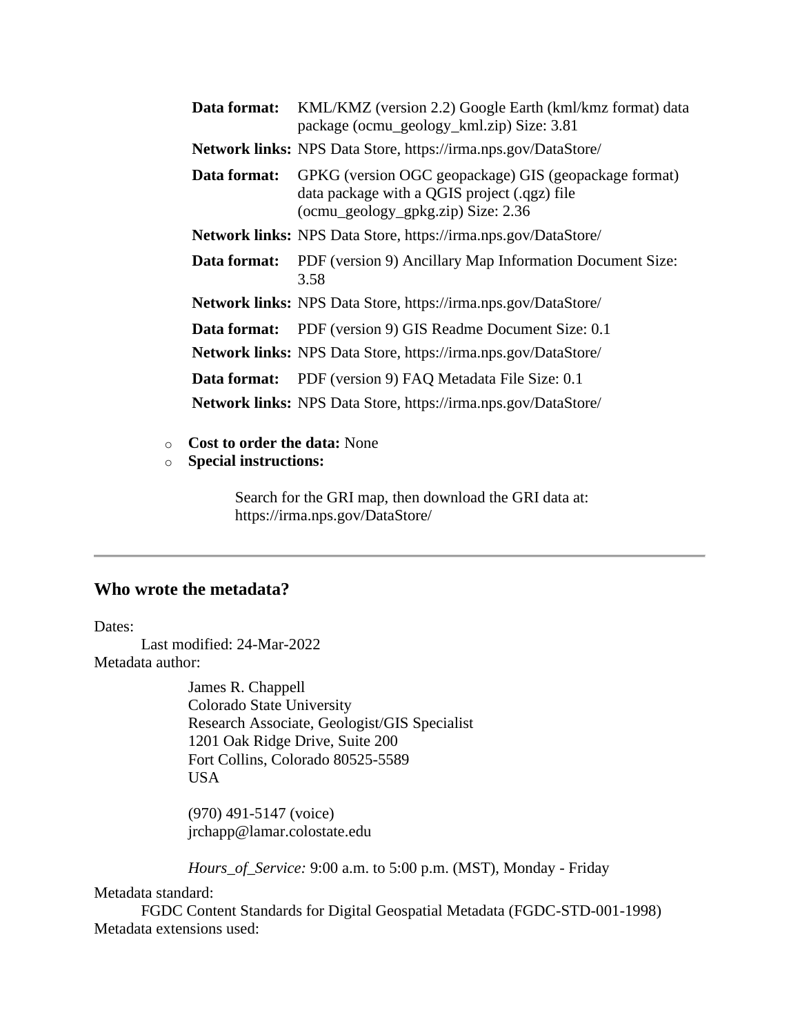| | |
|---|---|
| **Data format:** | KML/KMZ (version 2.2) Google Earth (kml/kmz format) data package (ocmu_geology_kml.zip) Size: 3.81 |
| **Network links:** | NPS Data Store, https://irma.nps.gov/DataStore/ |
| **Data format:** | GPKG (version OGC geopackage) GIS (geopackage format) data package with a QGIS project (.qgz) file (ocmu_geology_gpkg.zip) Size: 2.36 |
| **Network links:** | NPS Data Store, https://irma.nps.gov/DataStore/ |
| **Data format:** | PDF (version 9) Ancillary Map Information Document Size: 3.58 |
| **Network links:** | NPS Data Store, https://irma.nps.gov/DataStore/ |
| **Data format:** | PDF (version 9) GIS Readme Document Size: 0.1 |
| **Network links:** | NPS Data Store, https://irma.nps.gov/DataStore/ |
| **Data format:** | PDF (version 9) FAQ Metadata File Size: 0.1 |
| **Network links:** | NPS Data Store, https://irma.nps.gov/DataStore/ |

- **Cost to order the data:** None
- **Special instructions:**

  Search for the GRI map, then download the GRI data at: https://irma.nps.gov/DataStore/

---

## Who wrote the metadata?

Dates:
  Last modified: 24-Mar-2022

Metadata author:

  James R. Chappell
  Colorado State University
  Research Associate, Geologist/GIS Specialist
  1201 Oak Ridge Drive, Suite 200
  Fort Collins, Colorado 80525-5589
  USA

  (970) 491-5147 (voice)
  jrchapp@lamar.colostate.edu

  *Hours_of_Service:* 9:00 a.m. to 5:00 p.m. (MST), Monday - Friday

Metadata standard:
  FGDC Content Standards for Digital Geospatial Metadata (FGDC-STD-001-1998)

Metadata extensions used: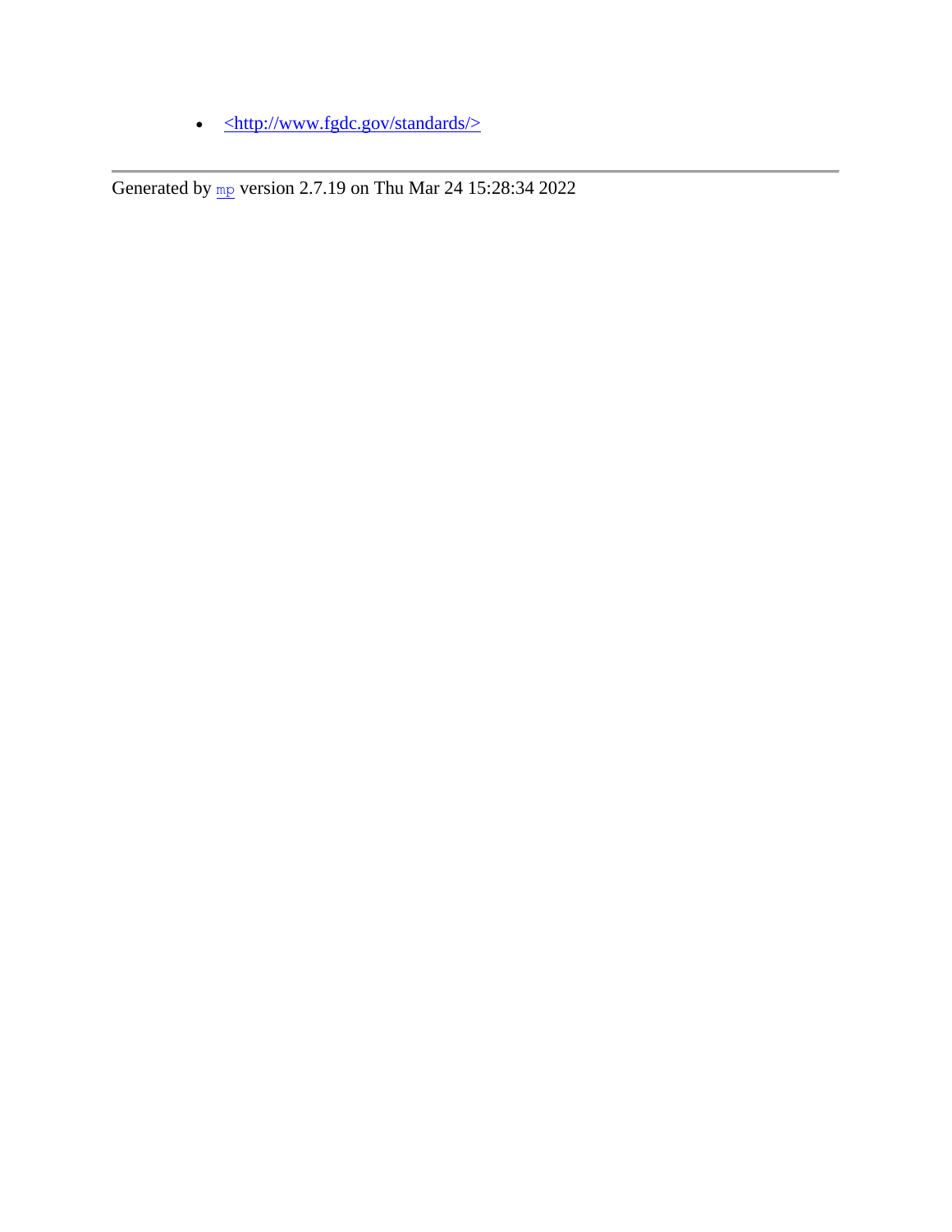- <http://www.fgdc.gov/standards/>

---

Generated by mp version 2.7.19 on Thu Mar 24 15:28:34 2022